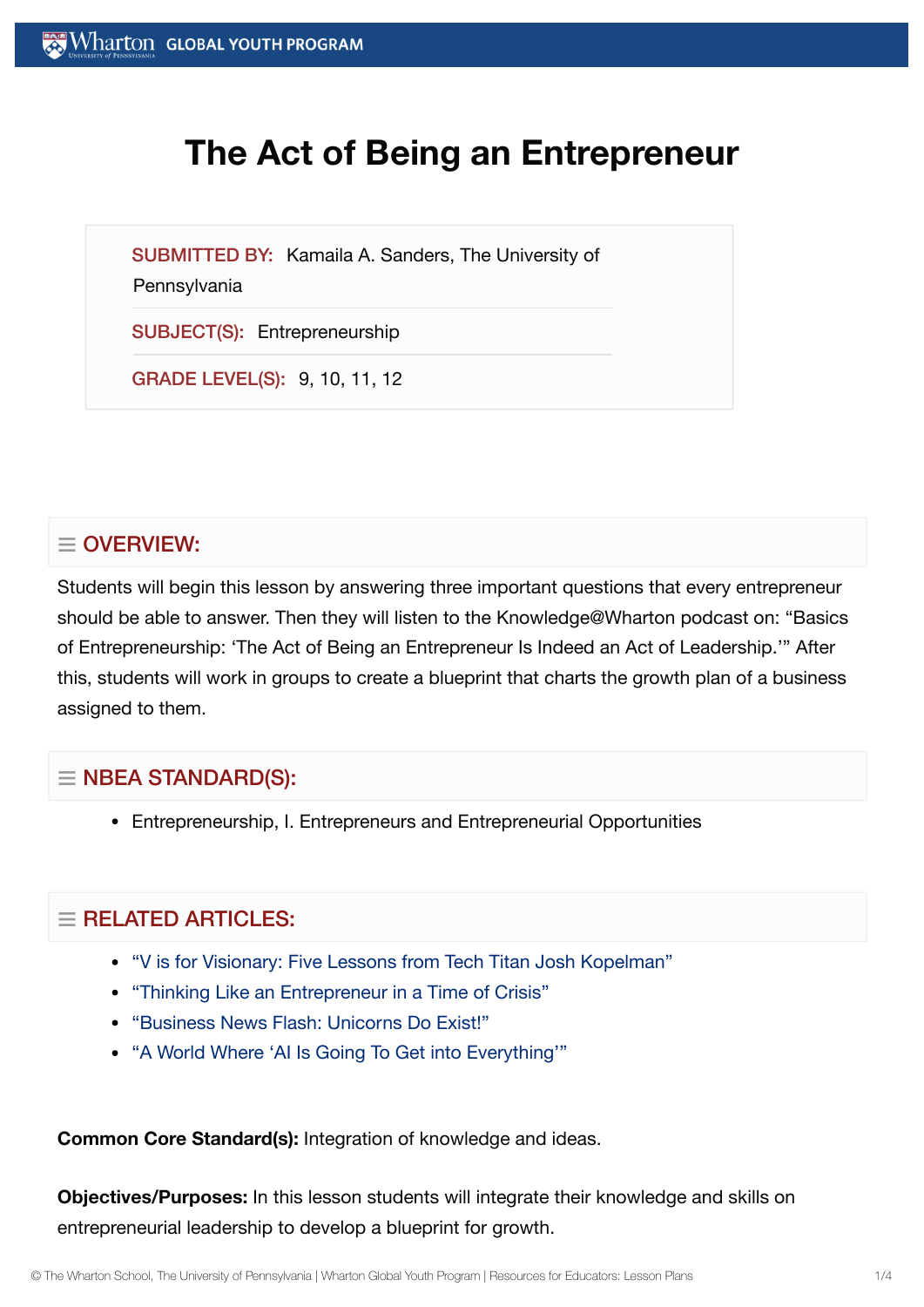# The Act of Being an Entrepreneur

**SUBMITTED BY:** Kamaila A. Sanders, The University of Pennsylvania

**SUBJECT(S):** Entrepreneurship

**GRADE LEVEL(S):** 9, 10, 11, 12

## OVERVIEW:

Students will begin this lesson by answering three important questions that every entrepreneur should be able to answer. Then they will listen to the Knowledge@Wharton podcast on: "Basics of Entrepreneurship: 'The Act of Being an Entrepreneur Is Indeed an Act of Leadership.'" After this, students will work in groups to create a blueprint that charts the growth plan of a business assigned to them.

## NBEA STANDARD(S):

- Entrepreneurship, I. Entrepreneurs and Entrepreneurial Opportunities

## RELATED ARTICLES:

- "V is for Visionary: Five Lessons from Tech Titan Josh Kopelman"
- "Thinking Like an Entrepreneur in a Time of Crisis"
- "Business News Flash: Unicorns Do Exist!"
- "A World Where 'AI Is Going To Get into Everything'"

**Common Core Standard(s):** Integration of knowledge and ideas.

**Objectives/Purposes:** In this lesson students will integrate their knowledge and skills on entrepreneurial leadership to develop a blueprint for growth.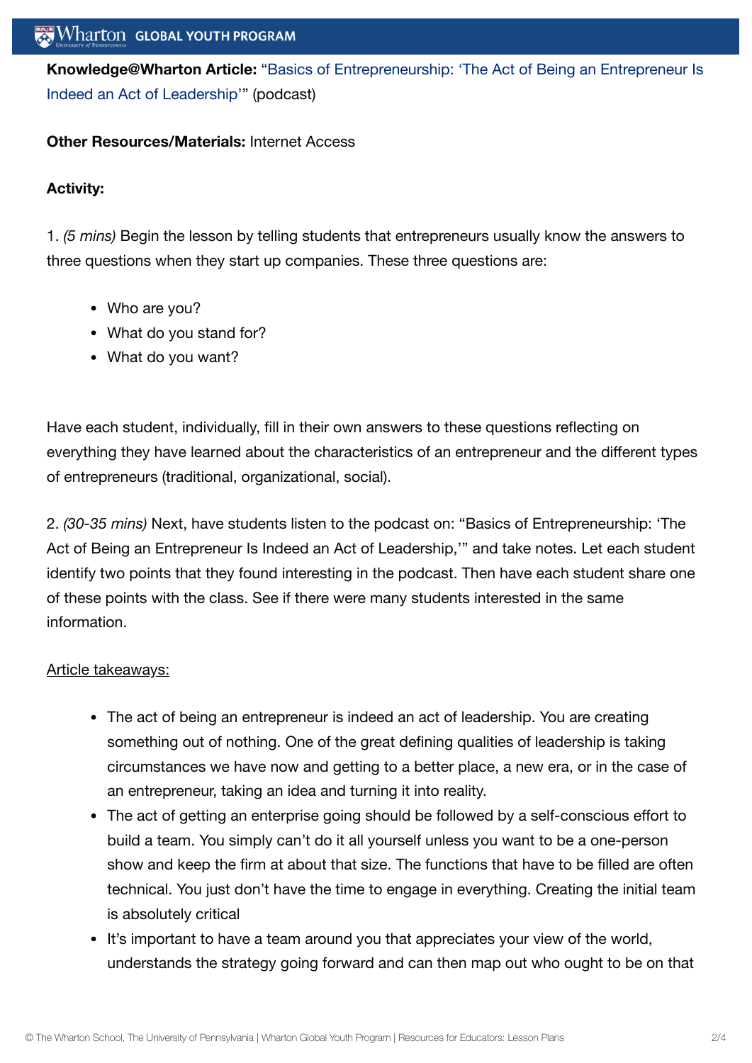**Knowledge@Wharton Article:** "Basics of Entrepreneurship: 'The Act of Being an Entrepreneur Is Indeed an Act of Leadership'" (podcast)

**Other Resources/Materials:** Internet Access

**Activity:**

1. *(5 mins)* Begin the lesson by telling students that entrepreneurs usually know the answers to three questions when they start up companies. These three questions are:

- Who are you?
- What do you stand for?
- What do you want?

Have each student, individually, fill in their own answers to these questions reflecting on everything they have learned about the characteristics of an entrepreneur and the different types of entrepreneurs (traditional, organizational, social).

2. *(30-35 mins)* Next, have students listen to the podcast on: "Basics of Entrepreneurship: 'The Act of Being an Entrepreneur Is Indeed an Act of Leadership,'" and take notes. Let each student identify two points that they found interesting in the podcast. Then have each student share one of these points with the class. See if there were many students interested in the same information.

<u>Article takeaways:</u>

- The act of being an entrepreneur is indeed an act of leadership. You are creating something out of nothing. One of the great defining qualities of leadership is taking circumstances we have now and getting to a better place, a new era, or in the case of an entrepreneur, taking an idea and turning it into reality.
- The act of getting an enterprise going should be followed by a self-conscious effort to build a team. You simply can't do it all yourself unless you want to be a one-person show and keep the firm at about that size. The functions that have to be filled are often technical. You just don't have the time to engage in everything. Creating the initial team is absolutely critical
- It's important to have a team around you that appreciates your view of the world, understands the strategy going forward and can then map out who ought to be on that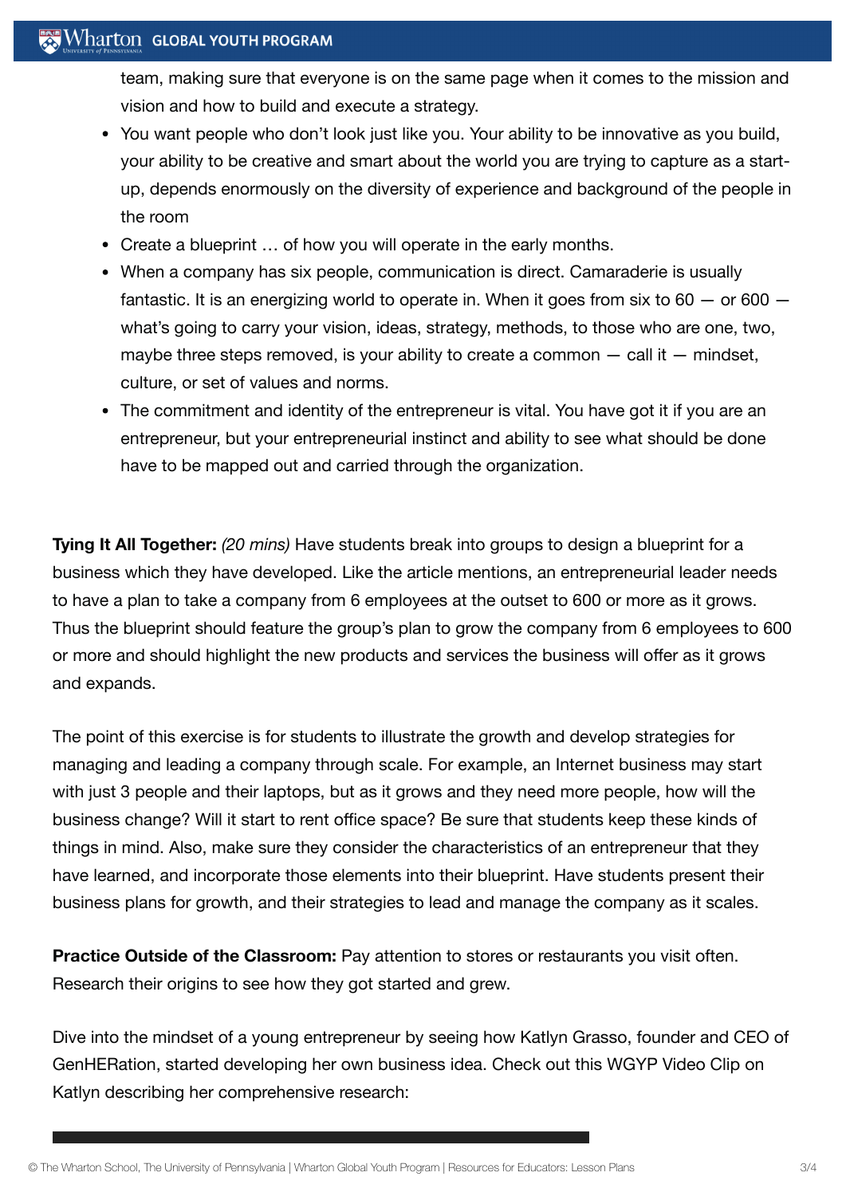team, making sure that everyone is on the same page when it comes to the mission and vision and how to build and execute a strategy.

- You want people who don't look just like you. Your ability to be innovative as you build, your ability to be creative and smart about the world you are trying to capture as a start-up, depends enormously on the diversity of experience and background of the people in the room
- Create a blueprint … of how you will operate in the early months.
- When a company has six people, communication is direct. Camaraderie is usually fantastic. It is an energizing world to operate in. When it goes from six to 60 — or 600 — what's going to carry your vision, ideas, strategy, methods, to those who are one, two, maybe three steps removed, is your ability to create a common — call it — mindset, culture, or set of values and norms.
- The commitment and identity of the entrepreneur is vital. You have got it if you are an entrepreneur, but your entrepreneurial instinct and ability to see what should be done have to be mapped out and carried through the organization.

**Tying It All Together:** *(20 mins)* Have students break into groups to design a blueprint for a business which they have developed. Like the article mentions, an entrepreneurial leader needs to have a plan to take a company from 6 employees at the outset to 600 or more as it grows. Thus the blueprint should feature the group's plan to grow the company from 6 employees to 600 or more and should highlight the new products and services the business will offer as it grows and expands.

The point of this exercise is for students to illustrate the growth and develop strategies for managing and leading a company through scale. For example, an Internet business may start with just 3 people and their laptops, but as it grows and they need more people, how will the business change? Will it start to rent office space? Be sure that students keep these kinds of things in mind. Also, make sure they consider the characteristics of an entrepreneur that they have learned, and incorporate those elements into their blueprint. Have students present their business plans for growth, and their strategies to lead and manage the company as it scales.

**Practice Outside of the Classroom:** Pay attention to stores or restaurants you visit often. Research their origins to see how they got started and grew.

Dive into the mindset of a young entrepreneur by seeing how Katlyn Grasso, founder and CEO of GenHERation, started developing her own business idea. Check out this WGYP Video Clip on Katlyn describing her comprehensive research: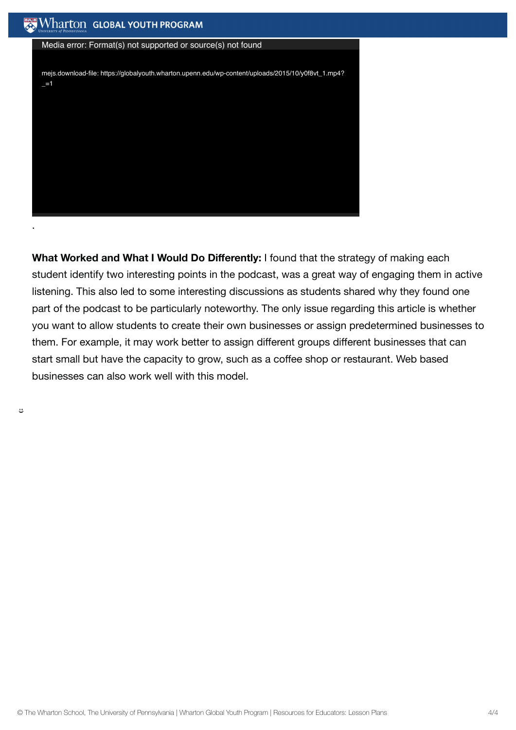Media error: Format(s) not supported or source(s) not found

mejs.download-file: https://globalyouth.wharton.upenn.edu/wp-content/uploads/2015/10/y0f8vt_1.mp4?_=1

.

**What Worked and What I Would Do Differently:** I found that the strategy of making each student identify two interesting points in the podcast, was a great way of engaging them in active listening. This also led to some interesting discussions as students shared why they found one part of the podcast to be particularly noteworthy. The only issue regarding this article is whether you want to allow students to create their own businesses or assign predetermined businesses to them. For example, it may work better to assign different groups different businesses that can start small but have the capacity to grow, such as a coffee shop or restaurant. Web based businesses can also work well with this model.